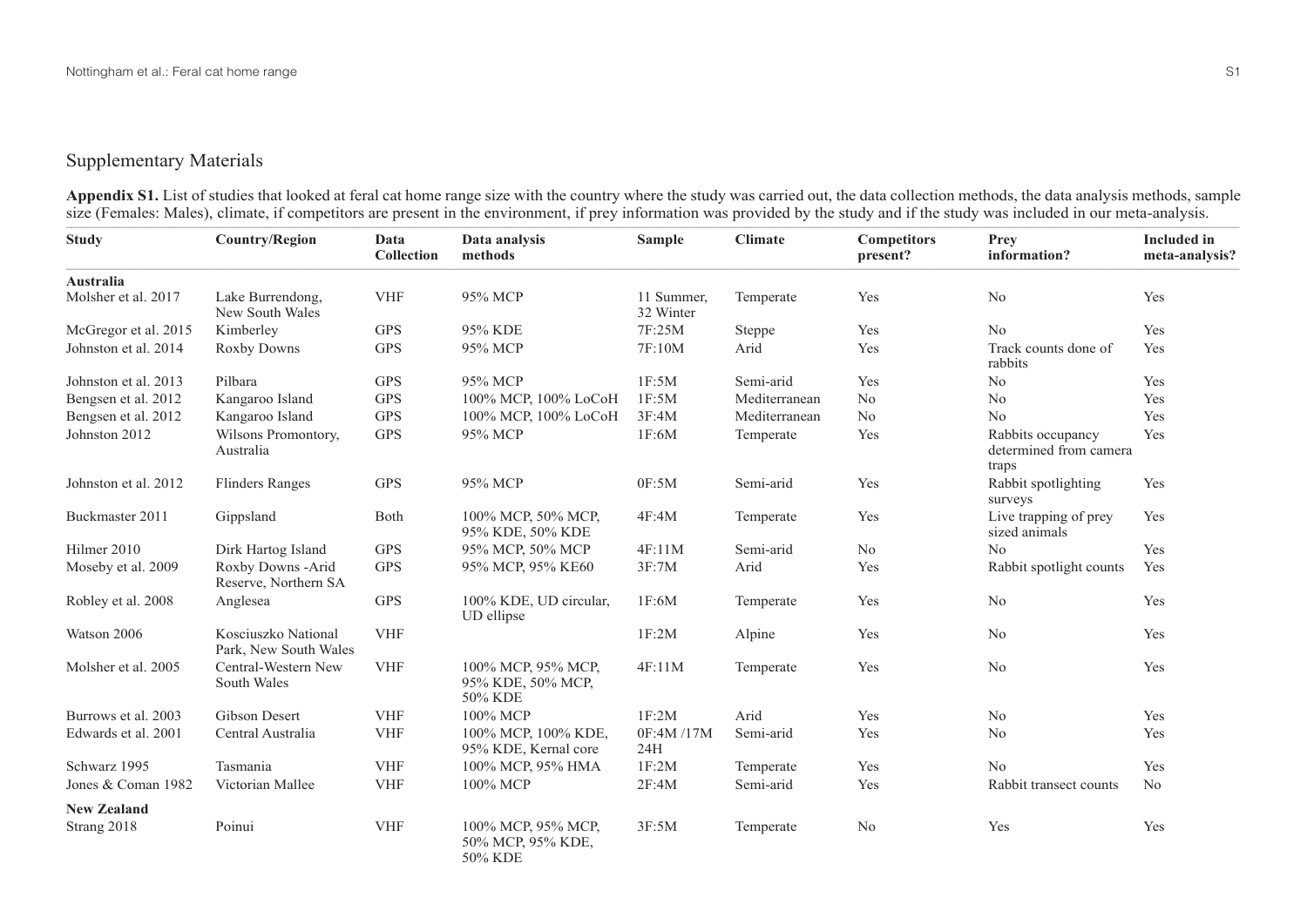## Supplementary Materials

**Appendix S1.** List of studies that looked at feral cat home range size with the country where the study was carried out, the data collection methods, the data analysis methods, sample size (Females: Males), climate, if competitors are present in the environment, if prey information was provided by the study and if the study was included in our meta-analysis.

| Study | Country/Region | Data Collection | Data analysis methods | Sample | Climate | Competitors present? | Prey information? | Included in meta-analysis? |
|---|---|---|---|---|---|---|---|---|
| **Australia** | | | | | | | | |
| Molsher et al. 2017 | Lake Burrendong, New South Wales | VHF | 95% MCP | 11 Summer, 32 Winter | Temperate | Yes | No | Yes |
| McGregor et al. 2015 | Kimberley | GPS | 95% KDE | 7F:25M | Steppe | Yes | No | Yes |
| Johnston et al. 2014 | Roxby Downs | GPS | 95% MCP | 7F:10M | Arid | Yes | Track counts done of rabbits | Yes |
| Johnston et al. 2013 | Pilbara | GPS | 95% MCP | 1F:5M | Semi-arid | Yes | No | Yes |
| Bengsen et al. 2012 | Kangaroo Island | GPS | 100% MCP, 100% LoCoH | 1F:5M | Mediterranean | No | No | Yes |
| Bengsen et al. 2012 | Kangaroo Island | GPS | 100% MCP, 100% LoCoH | 3F:4M | Mediterranean | No | No | Yes |
| Johnston 2012 | Wilsons Promontory, Australia | GPS | 95% MCP | 1F:6M | Temperate | Yes | Rabbits occupancy determined from camera traps | Yes |
| Johnston et al. 2012 | Flinders Ranges | GPS | 95% MCP | 0F:5M | Semi-arid | Yes | Rabbit spotlighting surveys | Yes |
| Buckmaster 2011 | Gippsland | Both | 100% MCP, 50% MCP, 95% KDE, 50% KDE | 4F:4M | Temperate | Yes | Live trapping of prey sized animals | Yes |
| Hilmer 2010 | Dirk Hartog Island | GPS | 95% MCP, 50% MCP | 4F:11M | Semi-arid | No | No | Yes |
| Moseby et al. 2009 | Roxby Downs -Arid Reserve, Northern SA | GPS | 95% MCP, 95% KE60 | 3F:7M | Arid | Yes | Rabbit spotlight counts | Yes |
| Robley et al. 2008 | Anglesea | GPS | 100% KDE, UD circular, UD ellipse | 1F:6M | Temperate | Yes | No | Yes |
| Watson 2006 | Kosciuszko National Park, New South Wales | VHF | | 1F:2M | Alpine | Yes | No | Yes |
| Molsher et al. 2005 | Central-Western New South Wales | VHF | 100% MCP, 95% MCP, 95% KDE, 50% MCP, 50% KDE | 4F:11M | Temperate | Yes | No | Yes |
| Burrows et al. 2003 | Gibson Desert | VHF | 100% MCP | 1F:2M | Arid | Yes | No | Yes |
| Edwards et al. 2001 | Central Australia | VHF | 100% MCP, 100% KDE, 95% KDE, Kernal core | 0F:4M /17M 24H | Semi-arid | Yes | No | Yes |
| Schwarz 1995 | Tasmania | VHF | 100% MCP, 95% HMA | 1F:2M | Temperate | Yes | No | Yes |
| Jones & Coman 1982 | Victorian Mallee | VHF | 100% MCP | 2F:4M | Semi-arid | Yes | Rabbit transect counts | No |
| **New Zealand** | | | | | | | | |
| Strang 2018 | Poinui | VHF | 100% MCP, 95% MCP, 50% MCP, 95% KDE, 50% KDE | 3F:5M | Temperate | No | Yes | Yes |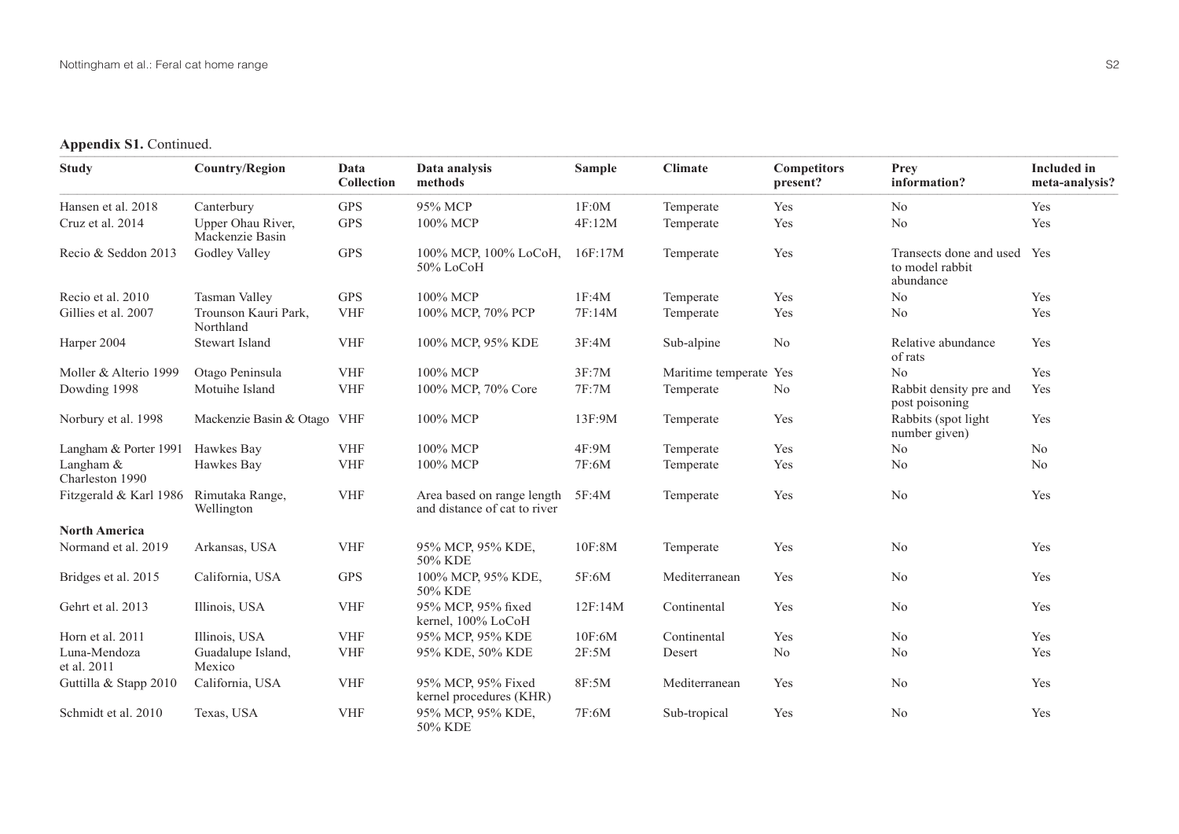**Appendix S1.** Continued.

| Study | Country/Region | Data Collection | Data analysis methods | Sample | Climate | Competitors present? | Prey information? | Included in meta-analysis? |
|---|---|---|---|---|---|---|---|---|
| Hansen et al. 2018 | Canterbury | GPS | 95% MCP | 1F:0M | Temperate | Yes | No | Yes |
| Cruz et al. 2014 | Upper Ohau River, Mackenzie Basin | GPS | 100% MCP | 4F:12M | Temperate | Yes | No | Yes |
| Recio & Seddon 2013 | Godley Valley | GPS | 100% MCP, 100% LoCoH, 50% LoCoH | 16F:17M | Temperate | Yes | Transects done and used to model rabbit abundance | Yes |
| Recio et al. 2010 | Tasman Valley | GPS | 100% MCP | 1F:4M | Temperate | Yes | No | Yes |
| Gillies et al. 2007 | Trounson Kauri Park, Northland | VHF | 100% MCP, 70% PCP | 7F:14M | Temperate | Yes | No | Yes |
| Harper 2004 | Stewart Island | VHF | 100% MCP, 95% KDE | 3F:4M | Sub-alpine | No | Relative abundance of rats | Yes |
| Moller & Alterio 1999 | Otago Peninsula | VHF | 100% MCP | 3F:7M | Maritime temperate | Yes | No | Yes |
| Dowding 1998 | Motuihe Island | VHF | 100% MCP, 70% Core | 7F:7M | Temperate | No | Rabbit density pre and post poisoning | Yes |
| Norbury et al. 1998 | Mackenzie Basin & Otago | VHF | 100% MCP | 13F:9M | Temperate | Yes | Rabbits (spot light number given) | Yes |
| Langham & Porter 1991 | Hawkes Bay | VHF | 100% MCP | 4F:9M | Temperate | Yes | No | No |
| Langham & Charleston 1990 | Hawkes Bay | VHF | 100% MCP | 7F:6M | Temperate | Yes | No | No |
| Fitzgerald & Karl 1986 | Rimutaka Range, Wellington | VHF | Area based on range length and distance of cat to river | 5F:4M | Temperate | Yes | No | Yes |
| **North America** | | | | | | | | |
| Normand et al. 2019 | Arkansas, USA | VHF | 95% MCP, 95% KDE, 50% KDE | 10F:8M | Temperate | Yes | No | Yes |
| Bridges et al. 2015 | California, USA | GPS | 100% MCP, 95% KDE, 50% KDE | 5F:6M | Mediterranean | Yes | No | Yes |
| Gehrt et al. 2013 | Illinois, USA | VHF | 95% MCP, 95% fixed kernel, 100% LoCoH | 12F:14M | Continental | Yes | No | Yes |
| Horn et al. 2011 | Illinois, USA | VHF | 95% MCP, 95% KDE | 10F:6M | Continental | Yes | No | Yes |
| Luna-Mendoza et al. 2011 | Guadalupe Island, Mexico | VHF | 95% KDE, 50% KDE | 2F:5M | Desert | No | No | Yes |
| Guttilla & Stapp 2010 | California, USA | VHF | 95% MCP, 95% Fixed kernel procedures (KHR) | 8F:5M | Mediterranean | Yes | No | Yes |
| Schmidt et al. 2010 | Texas, USA | VHF | 95% MCP, 95% KDE, 50% KDE | 7F:6M | Sub-tropical | Yes | No | Yes |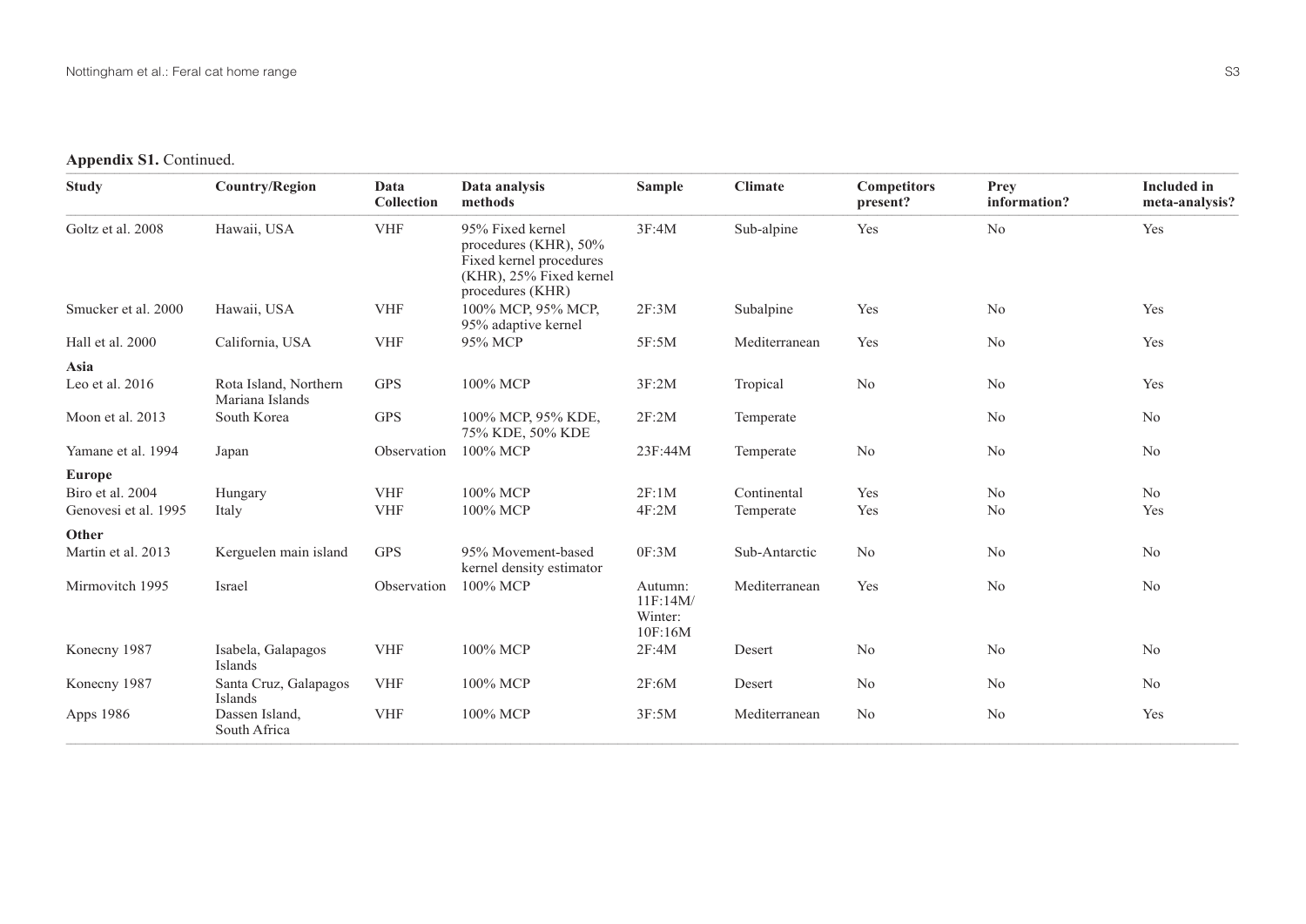**Appendix S1.** Continued.

| Study | Country/Region | Data Collection | Data analysis methods | Sample | Climate | Competitors present? | Prey information? | Included in meta-analysis? |
|---|---|---|---|---|---|---|---|---|
| Goltz et al. 2008 | Hawaii, USA | VHF | 95% Fixed kernel procedures (KHR), 50% Fixed kernel procedures (KHR), 25% Fixed kernel procedures (KHR) | 3F:4M | Sub-alpine | Yes | No | Yes |
| Smucker et al. 2000 | Hawaii, USA | VHF | 100% MCP, 95% MCP, 95% adaptive kernel | 2F:3M | Subalpine | Yes | No | Yes |
| Hall et al. 2000 | California, USA | VHF | 95% MCP | 5F:5M | Mediterranean | Yes | No | Yes |
| **Asia** | | | | | | | | |
| Leo et al. 2016 | Rota Island, Northern Mariana Islands | GPS | 100% MCP | 3F:2M | Tropical | No | No | Yes |
| Moon et al. 2013 | South Korea | GPS | 100% MCP, 95% KDE, 75% KDE, 50% KDE | 2F:2M | Temperate | | No | No |
| Yamane et al. 1994 | Japan | Observation | 100% MCP | 23F:44M | Temperate | No | No | No |
| **Europe** | | | | | | | | |
| Biro et al. 2004 | Hungary | VHF | 100% MCP | 2F:1M | Continental | Yes | No | No |
| Genovesi et al. 1995 | Italy | VHF | 100% MCP | 4F:2M | Temperate | Yes | No | Yes |
| **Other** | | | | | | | | |
| Martin et al. 2013 | Kerguelen main island | GPS | 95% Movement-based kernel density estimator | 0F:3M | Sub-Antarctic | No | No | No |
| Mirmovitch 1995 | Israel | Observation | 100% MCP | Autumn: 11F:14M/ Winter: 10F:16M | Mediterranean | Yes | No | No |
| Konecny 1987 | Isabela, Galapagos Islands | VHF | 100% MCP | 2F:4M | Desert | No | No | No |
| Konecny 1987 | Santa Cruz, Galapagos Islands | VHF | 100% MCP | 2F:6M | Desert | No | No | No |
| Apps 1986 | Dassen Island, South Africa | VHF | 100% MCP | 3F:5M | Mediterranean | No | No | Yes |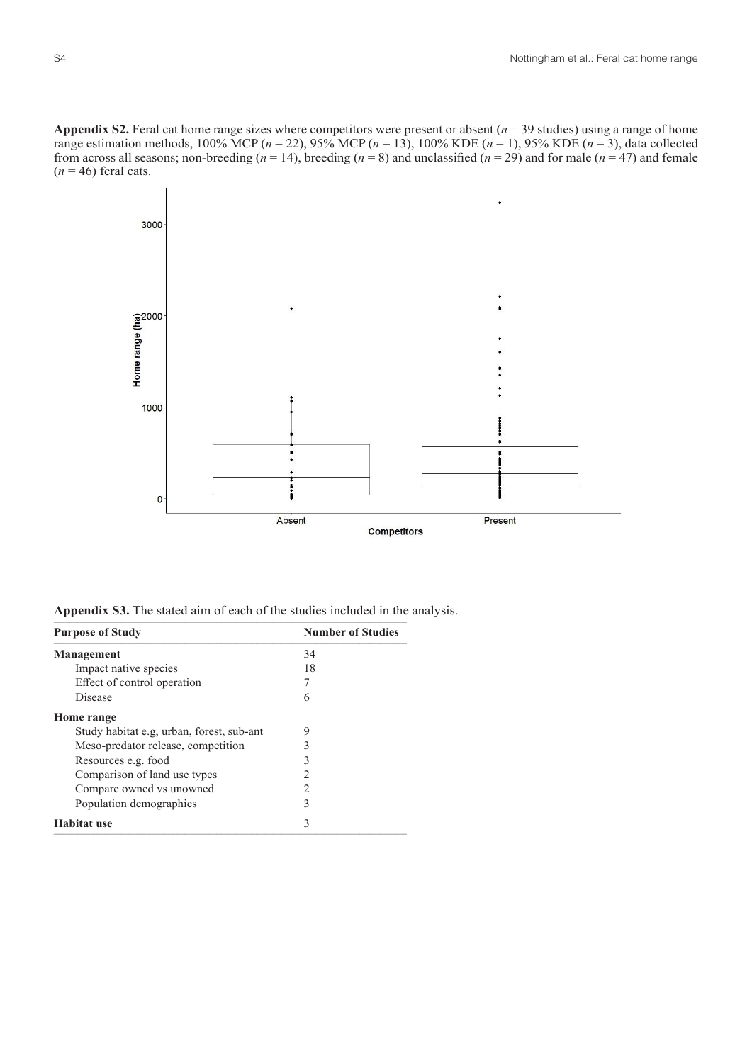**Appendix S2.** Feral cat home range sizes where competitors were present or absent ($n = 39$ studies) using a range of home range estimation methods, 100% MCP ($n = 22$), 95% MCP ($n = 13$), 100% KDE ($n = 1$), 95% KDE ($n = 3$), data collected from across all seasons; non-breeding ($n = 14$), breeding ($n = 8$) and unclassified ($n = 29$) and for male ($n = 47$) and female ($n = 46$) feral cats.

**Appendix S3.** The stated aim of each of the studies included in the analysis.

| Purpose of Study | Number of Studies |
|---|---|
| **Management** | 34 |
| Impact native species | 18 |
| Effect of control operation | 7 |
| Disease | 6 |
| **Home range** | |
| Study habitat e.g, urban, forest, sub-ant | 9 |
| Meso-predator release, competition | 3 |
| Resources e.g. food | 3 |
| Comparison of land use types | 2 |
| Compare owned vs unowned | 2 |
| Population demographics | 3 |
| **Habitat use** | 3 |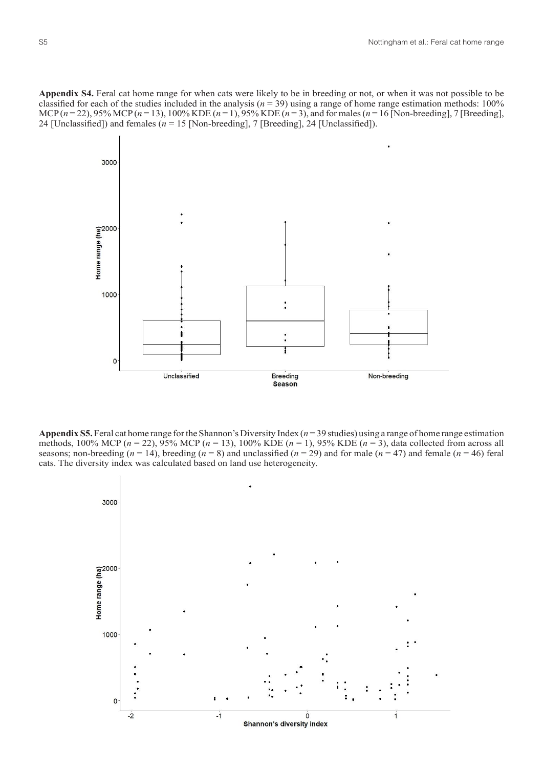**Appendix S4.** Feral cat home range for when cats were likely to be in breeding or not, or when it was not possible to be classified for each of the studies included in the analysis ($n$ = 39) using a range of home range estimation methods: 100% MCP ($n$ = 22), 95% MCP ($n$ = 13), 100% KDE ($n$ = 1), 95% KDE ($n$ = 3), and for males ($n$ = 16 [Non-breeding], 7 [Breeding], 24 [Unclassified]) and females ($n$ = 15 [Non-breeding], 7 [Breeding], 24 [Unclassified]).

**Appendix S5.** Feral cat home range for the Shannon's Diversity Index ($n$ = 39 studies) using a range of home range estimation methods, 100% MCP ($n$ = 22), 95% MCP ($n$ = 13), 100% KDE ($n$ = 1), 95% KDE ($n$ = 3), data collected from across all seasons; non-breeding ($n$ = 14), breeding ($n$ = 8) and unclassified ($n$ = 29) and for male ($n$ = 47) and female ($n$ = 46) feral cats. The diversity index was calculated based on land use heterogeneity.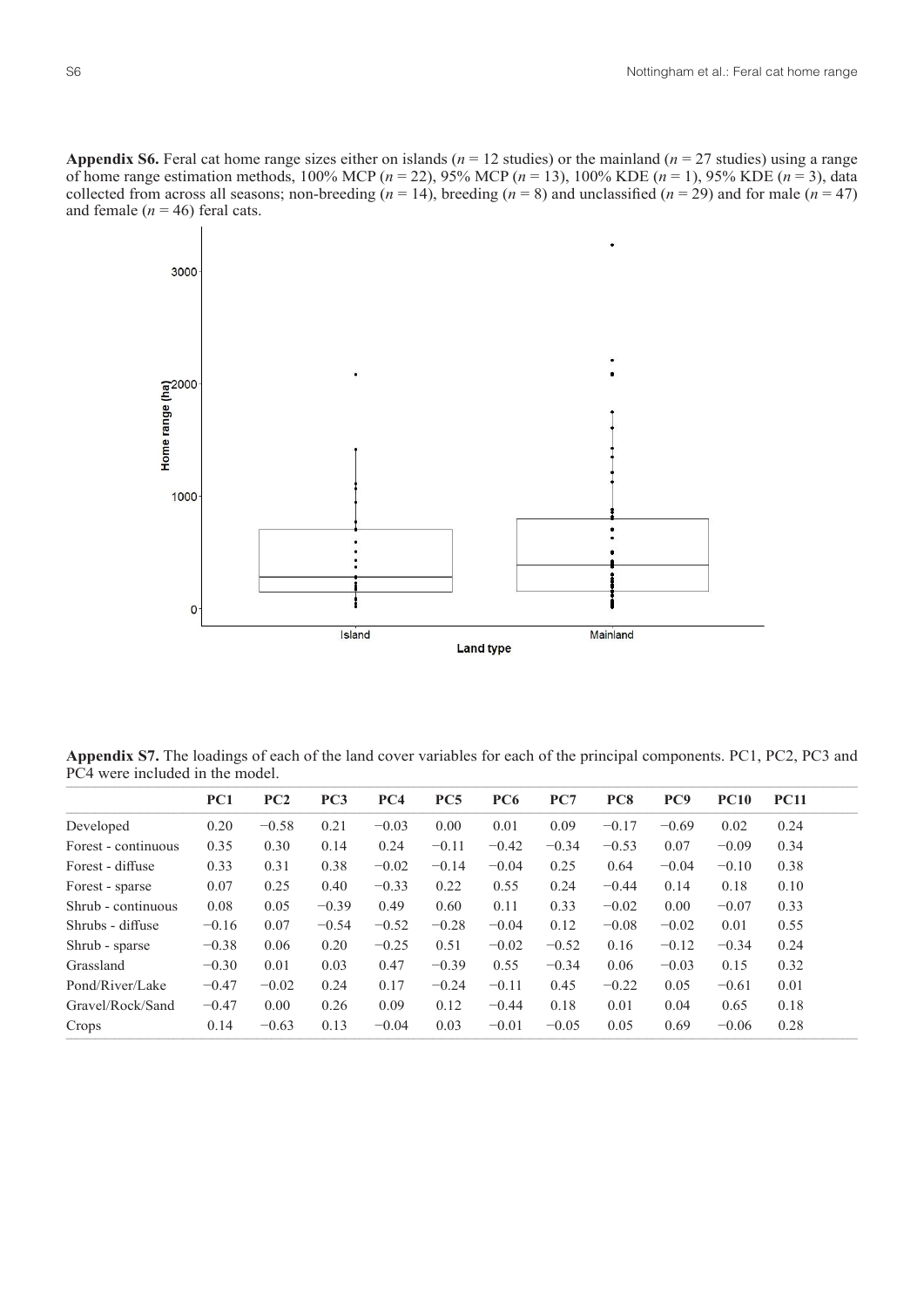**Appendix S6.** Feral cat home range sizes either on islands ($n$ = 12 studies) or the mainland ($n$ = 27 studies) using a range of home range estimation methods, 100% MCP ($n$ = 22), 95% MCP ($n$ = 13), 100% KDE ($n$ = 1), 95% KDE ($n$ = 3), data collected from across all seasons; non-breeding ($n$ = 14), breeding ($n$ = 8) and unclassified ($n$ = 29) and for male ($n$ = 47) and female ($n$ = 46) feral cats.

**Appendix S7.** The loadings of each of the land cover variables for each of the principal components. PC1, PC2, PC3 and PC4 were included in the model.

| | PC1 | PC2 | PC3 | PC4 | PC5 | PC6 | PC7 | PC8 | PC9 | PC10 | PC11 |
|---|---|---|---|---|---|---|---|---|---|---|---|
| Developed | 0.20 | −0.58 | 0.21 | −0.03 | 0.00 | 0.01 | 0.09 | −0.17 | −0.69 | 0.02 | 0.24 |
| Forest - continuous | 0.35 | 0.30 | 0.14 | 0.24 | −0.11 | −0.42 | −0.34 | −0.53 | 0.07 | −0.09 | 0.34 |
| Forest - diffuse | 0.33 | 0.31 | 0.38 | −0.02 | −0.14 | −0.04 | 0.25 | 0.64 | −0.04 | −0.10 | 0.38 |
| Forest - sparse | 0.07 | 0.25 | 0.40 | −0.33 | 0.22 | 0.55 | 0.24 | −0.44 | 0.14 | 0.18 | 0.10 |
| Shrub - continuous | 0.08 | 0.05 | −0.39 | 0.49 | 0.60 | 0.11 | 0.33 | −0.02 | 0.00 | −0.07 | 0.33 |
| Shrubs - diffuse | −0.16 | 0.07 | −0.54 | −0.52 | −0.28 | −0.04 | 0.12 | −0.08 | −0.02 | 0.01 | 0.55 |
| Shrub - sparse | −0.38 | 0.06 | 0.20 | −0.25 | 0.51 | −0.02 | −0.52 | 0.16 | −0.12 | −0.34 | 0.24 |
| Grassland | −0.30 | 0.01 | 0.03 | 0.47 | −0.39 | 0.55 | −0.34 | 0.06 | −0.03 | 0.15 | 0.32 |
| Pond/River/Lake | −0.47 | −0.02 | 0.24 | 0.17 | −0.24 | −0.11 | 0.45 | −0.22 | 0.05 | −0.61 | 0.01 |
| Gravel/Rock/Sand | −0.47 | 0.00 | 0.26 | 0.09 | 0.12 | −0.44 | 0.18 | 0.01 | 0.04 | 0.65 | 0.18 |
| Crops | 0.14 | −0.63 | 0.13 | −0.04 | 0.03 | −0.01 | −0.05 | 0.05 | 0.69 | −0.06 | 0.28 |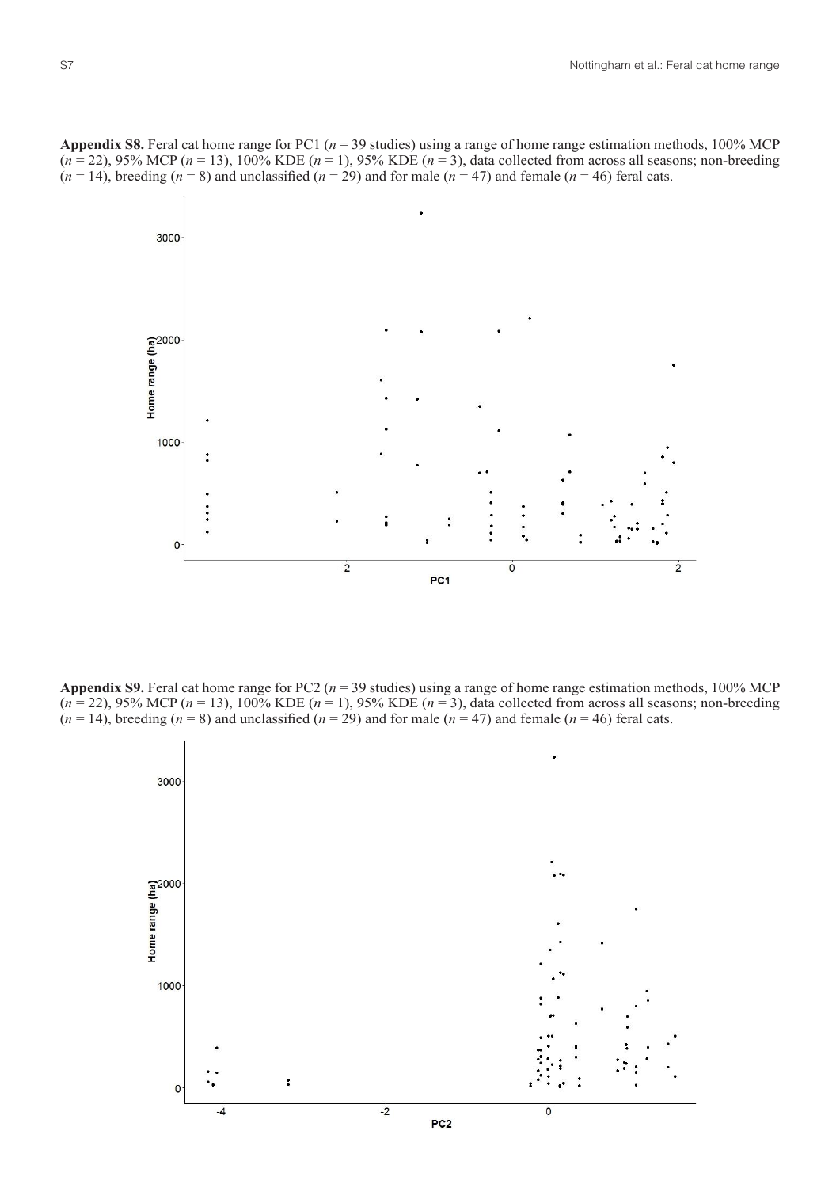**Appendix S8.** Feral cat home range for PC1 ($n$ = 39 studies) using a range of home range estimation methods, 100% MCP ($n$ = 22), 95% MCP ($n$ = 13), 100% KDE ($n$ = 1), 95% KDE ($n$ = 3), data collected from across all seasons; non-breeding ($n$ = 14), breeding ($n$ = 8) and unclassified ($n$ = 29) and for male ($n$ = 47) and female ($n$ = 46) feral cats.

**Appendix S9.** Feral cat home range for PC2 ($n$ = 39 studies) using a range of home range estimation methods, 100% MCP ($n$ = 22), 95% MCP ($n$ = 13), 100% KDE ($n$ = 1), 95% KDE ($n$ = 3), data collected from across all seasons; non-breeding ($n$ = 14), breeding ($n$ = 8) and unclassified ($n$ = 29) and for male ($n$ = 47) and female ($n$ = 46) feral cats.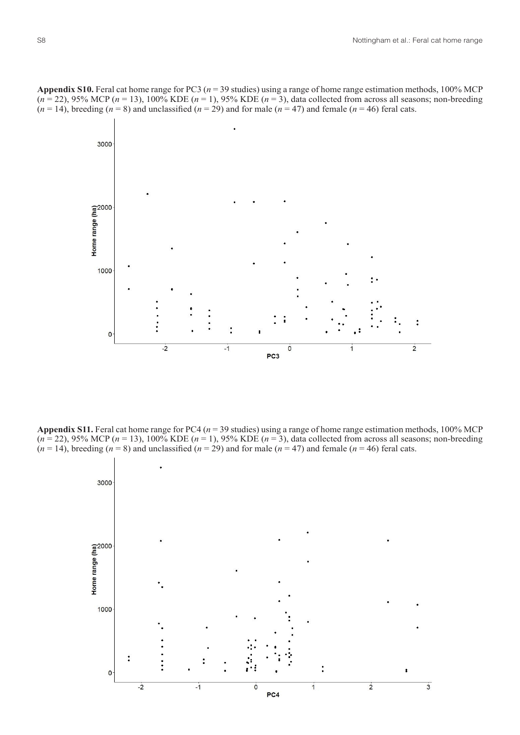**Appendix S10.** Feral cat home range for PC3 ($n = 39$ studies) using a range of home range estimation methods, 100% MCP ($n = 22$), 95% MCP ($n = 13$), 100% KDE ($n = 1$), 95% KDE ($n = 3$), data collected from across all seasons; non-breeding ($n = 14$), breeding ($n = 8$) and unclassified ($n = 29$) and for male ($n = 47$) and female ($n = 46$) feral cats.

**Appendix S11.** Feral cat home range for PC4 ($n = 39$ studies) using a range of home range estimation methods, 100% MCP ($n = 22$), 95% MCP ($n = 13$), 100% KDE ($n = 1$), 95% KDE ($n = 3$), data collected from across all seasons; non-breeding ($n = 14$), breeding ($n = 8$) and unclassified ($n = 29$) and for male ($n = 47$) and female ($n = 46$) feral cats.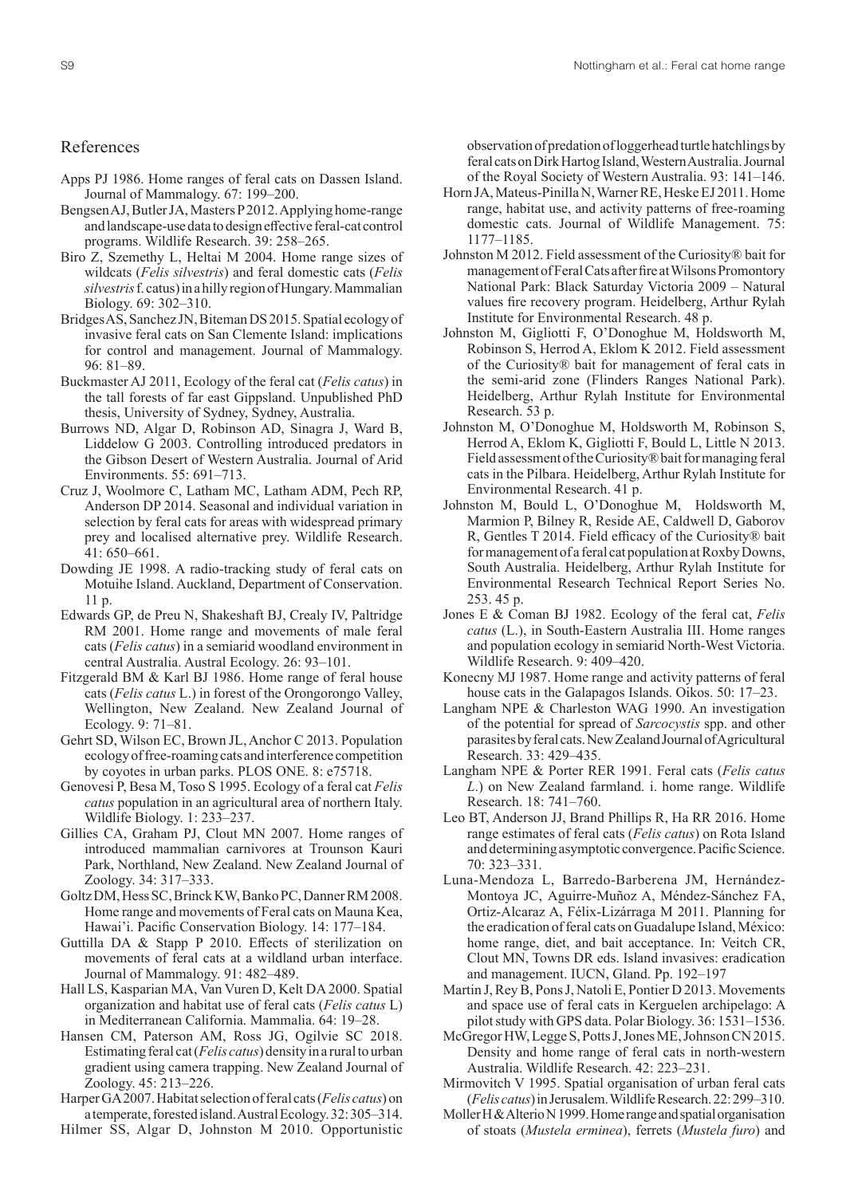## References

Apps PJ 1986. Home ranges of feral cats on Dassen Island. Journal of Mammalogy. 67: 199–200.

Bengsen AJ, Butler JA, Masters P 2012. Applying home-range and landscape-use data to design effective feral-cat control programs. Wildlife Research. 39: 258–265.

Biro Z, Szemethy L, Heltai M 2004. Home range sizes of wildcats (*Felis silvestris*) and feral domestic cats (*Felis silvestris* f. catus) in a hilly region of Hungary. Mammalian Biology. 69: 302–310.

Bridges AS, Sanchez JN, Biteman DS 2015. Spatial ecology of invasive feral cats on San Clemente Island: implications for control and management. Journal of Mammalogy. 96: 81–89.

Buckmaster AJ 2011, Ecology of the feral cat (*Felis catus*) in the tall forests of far east Gippsland. Unpublished PhD thesis, University of Sydney, Sydney, Australia.

Burrows ND, Algar D, Robinson AD, Sinagra J, Ward B, Liddelow G 2003. Controlling introduced predators in the Gibson Desert of Western Australia. Journal of Arid Environments. 55: 691–713.

Cruz J, Woolmore C, Latham MC, Latham ADM, Pech RP, Anderson DP 2014. Seasonal and individual variation in selection by feral cats for areas with widespread primary prey and localised alternative prey. Wildlife Research. 41: 650–661.

Dowding JE 1998. A radio-tracking study of feral cats on Motuihe Island. Auckland, Department of Conservation. 11 p.

Edwards GP, de Preu N, Shakeshaft BJ, Crealy IV, Paltridge RM 2001. Home range and movements of male feral cats (*Felis catus*) in a semiarid woodland environment in central Australia. Austral Ecology. 26: 93–101.

Fitzgerald BM & Karl BJ 1986. Home range of feral house cats (*Felis catus* L.) in forest of the Orongorongo Valley, Wellington, New Zealand. New Zealand Journal of Ecology. 9: 71–81.

Gehrt SD, Wilson EC, Brown JL, Anchor C 2013. Population ecology of free-roaming cats and interference competition by coyotes in urban parks. PLOS ONE. 8: e75718.

Genovesi P, Besa M, Toso S 1995. Ecology of a feral cat *Felis catus* population in an agricultural area of northern Italy. Wildlife Biology. 1: 233–237.

Gillies CA, Graham PJ, Clout MN 2007. Home ranges of introduced mammalian carnivores at Trounson Kauri Park, Northland, New Zealand. New Zealand Journal of Zoology. 34: 317–333.

Goltz DM, Hess SC, Brinck KW, Banko PC, Danner RM 2008. Home range and movements of Feral cats on Mauna Kea, Hawai'i. Pacific Conservation Biology. 14: 177–184.

Guttilla DA & Stapp P 2010. Effects of sterilization on movements of feral cats at a wildland urban interface. Journal of Mammalogy. 91: 482–489.

Hall LS, Kasparian MA, Van Vuren D, Kelt DA 2000. Spatial organization and habitat use of feral cats (*Felis catus* L) in Mediterranean California. Mammalia. 64: 19–28.

Hansen CM, Paterson AM, Ross JG, Ogilvie SC 2018. Estimating feral cat (*Felis catus*) density in a rural to urban gradient using camera trapping. New Zealand Journal of Zoology. 45: 213–226.

Harper GA 2007. Habitat selection of feral cats (*Felis catus*) on a temperate, forested island. Austral Ecology. 32: 305–314.

Hilmer SS, Algar D, Johnston M 2010. Opportunistic observation of predation of loggerhead turtle hatchlings by feral cats on Dirk Hartog Island, Western Australia. Journal of the Royal Society of Western Australia. 93: 141–146.

Horn JA, Mateus-Pinilla N, Warner RE, Heske EJ 2011. Home range, habitat use, and activity patterns of free-roaming domestic cats. Journal of Wildlife Management. 75: 1177–1185.

Johnston M 2012. Field assessment of the Curiosity® bait for management of Feral Cats after fire at Wilsons Promontory National Park: Black Saturday Victoria 2009 – Natural values fire recovery program. Heidelberg, Arthur Rylah Institute for Environmental Research. 48 p.

Johnston M, Gigliotti F, O'Donoghue M, Holdsworth M, Robinson S, Herrod A, Eklom K 2012. Field assessment of the Curiosity® bait for management of feral cats in the semi-arid zone (Flinders Ranges National Park). Heidelberg, Arthur Rylah Institute for Environmental Research. 53 p.

Johnston M, O'Donoghue M, Holdsworth M, Robinson S, Herrod A, Eklom K, Gigliotti F, Bould L, Little N 2013. Field assessment of the Curiosity® bait for managing feral cats in the Pilbara. Heidelberg, Arthur Rylah Institute for Environmental Research. 41 p.

Johnston M, Bould L, O'Donoghue M, Holdsworth M, Marmion P, Bilney R, Reside AE, Caldwell D, Gaborov R, Gentles T 2014. Field efficacy of the Curiosity® bait for management of a feral cat population at Roxby Downs, South Australia. Heidelberg, Arthur Rylah Institute for Environmental Research Technical Report Series No. 253. 45 p.

Jones E & Coman BJ 1982. Ecology of the feral cat, *Felis catus* (L.), in South-Eastern Australia III. Home ranges and population ecology in semiarid North-West Victoria. Wildlife Research. 9: 409–420.

Konecny MJ 1987. Home range and activity patterns of feral house cats in the Galapagos Islands. Oikos. 50: 17–23.

Langham NPE & Charleston WAG 1990. An investigation of the potential for spread of *Sarcocystis* spp. and other parasites by feral cats. New Zealand Journal of Agricultural Research. 33: 429–435.

Langham NPE & Porter RER 1991. Feral cats (*Felis catus L*.) on New Zealand farmland. i. home range. Wildlife Research. 18: 741–760.

Leo BT, Anderson JJ, Brand Phillips R, Ha RR 2016. Home range estimates of feral cats (*Felis catus*) on Rota Island and determining asymptotic convergence. Pacific Science. 70: 323–331.

Luna-Mendoza L, Barredo-Barberena JM, Hernández-Montoya JC, Aguirre-Muñoz A, Méndez-Sánchez FA, Ortiz-Alcaraz A, Félix-Lizárraga M 2011. Planning for the eradication of feral cats on Guadalupe Island, México: home range, diet, and bait acceptance. In: Veitch CR, Clout MN, Towns DR eds. Island invasives: eradication and management. IUCN, Gland. Pp. 192–197

Martin J, Rey B, Pons J, Natoli E, Pontier D 2013. Movements and space use of feral cats in Kerguelen archipelago: A pilot study with GPS data. Polar Biology. 36: 1531–1536.

McGregor HW, Legge S, Potts J, Jones ME, Johnson CN 2015. Density and home range of feral cats in north-western Australia. Wildlife Research. 42: 223–231.

Mirmovitch V 1995. Spatial organisation of urban feral cats (*Felis catus*) in Jerusalem. Wildlife Research. 22: 299–310.

Moller H & Alterio N 1999. Home range and spatial organisation of stoats (*Mustela erminea*), ferrets (*Mustela furo*) and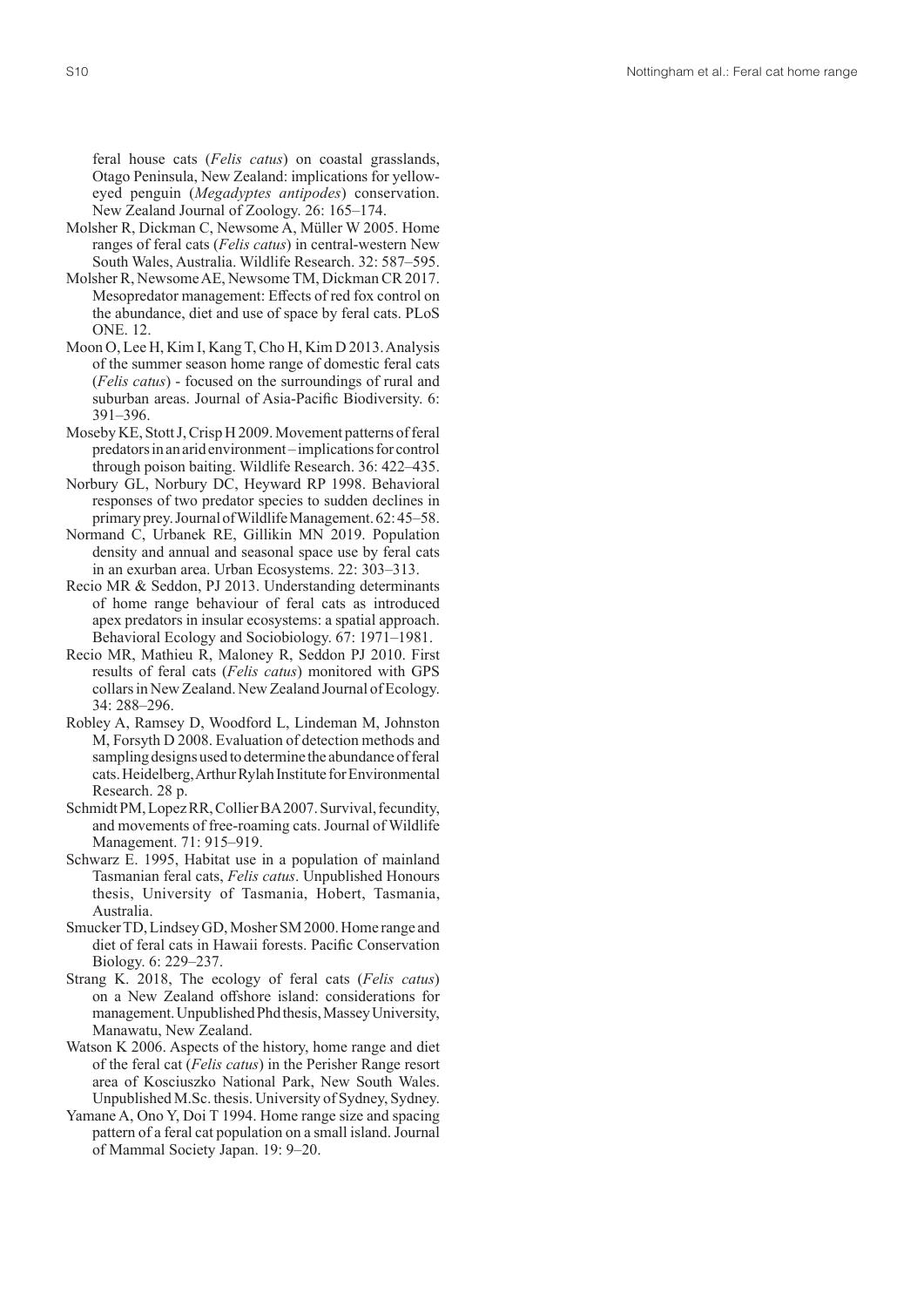feral house cats (*Felis catus*) on coastal grasslands, Otago Peninsula, New Zealand: implications for yellow-eyed penguin (*Megadyptes antipodes*) conservation. New Zealand Journal of Zoology. 26: 165–174.

Molsher R, Dickman C, Newsome A, Müller W 2005. Home ranges of feral cats (*Felis catus*) in central-western New South Wales, Australia. Wildlife Research. 32: 587–595.

Molsher R, Newsome AE, Newsome TM, Dickman CR 2017. Mesopredator management: Effects of red fox control on the abundance, diet and use of space by feral cats. PLoS ONE. 12.

Moon O, Lee H, Kim I, Kang T, Cho H, Kim D 2013. Analysis of the summer season home range of domestic feral cats (*Felis catus*) - focused on the surroundings of rural and suburban areas. Journal of Asia-Pacific Biodiversity. 6: 391–396.

Moseby KE, Stott J, Crisp H 2009. Movement patterns of feral predators in an arid environment – implications for control through poison baiting. Wildlife Research. 36: 422–435.

Norbury GL, Norbury DC, Heyward RP 1998. Behavioral responses of two predator species to sudden declines in primary prey. Journal of Wildlife Management. 62: 45–58.

Normand C, Urbanek RE, Gillikin MN 2019. Population density and annual and seasonal space use by feral cats in an exurban area. Urban Ecosystems. 22: 303–313.

Recio MR & Seddon, PJ 2013. Understanding determinants of home range behaviour of feral cats as introduced apex predators in insular ecosystems: a spatial approach. Behavioral Ecology and Sociobiology. 67: 1971–1981.

Recio MR, Mathieu R, Maloney R, Seddon PJ 2010. First results of feral cats (*Felis catus*) monitored with GPS collars in New Zealand. New Zealand Journal of Ecology. 34: 288–296.

Robley A, Ramsey D, Woodford L, Lindeman M, Johnston M, Forsyth D 2008. Evaluation of detection methods and sampling designs used to determine the abundance of feral cats. Heidelberg, Arthur Rylah Institute for Environmental Research. 28 p.

Schmidt PM, Lopez RR, Collier BA 2007. Survival, fecundity, and movements of free-roaming cats. Journal of Wildlife Management. 71: 915–919.

Schwarz E. 1995, Habitat use in a population of mainland Tasmanian feral cats, *Felis catus*. Unpublished Honours thesis, University of Tasmania, Hobert, Tasmania, Australia.

Smucker TD, Lindsey GD, Mosher SM 2000. Home range and diet of feral cats in Hawaii forests. Pacific Conservation Biology. 6: 229–237.

Strang K. 2018, The ecology of feral cats (*Felis catus*) on a New Zealand offshore island: considerations for management. Unpublished Phd thesis, Massey University, Manawatu, New Zealand.

Watson K 2006. Aspects of the history, home range and diet of the feral cat (*Felis catus*) in the Perisher Range resort area of Kosciuszko National Park, New South Wales. Unpublished M.Sc. thesis. University of Sydney, Sydney.

Yamane A, Ono Y, Doi T 1994. Home range size and spacing pattern of a feral cat population on a small island. Journal of Mammal Society Japan. 19: 9–20.